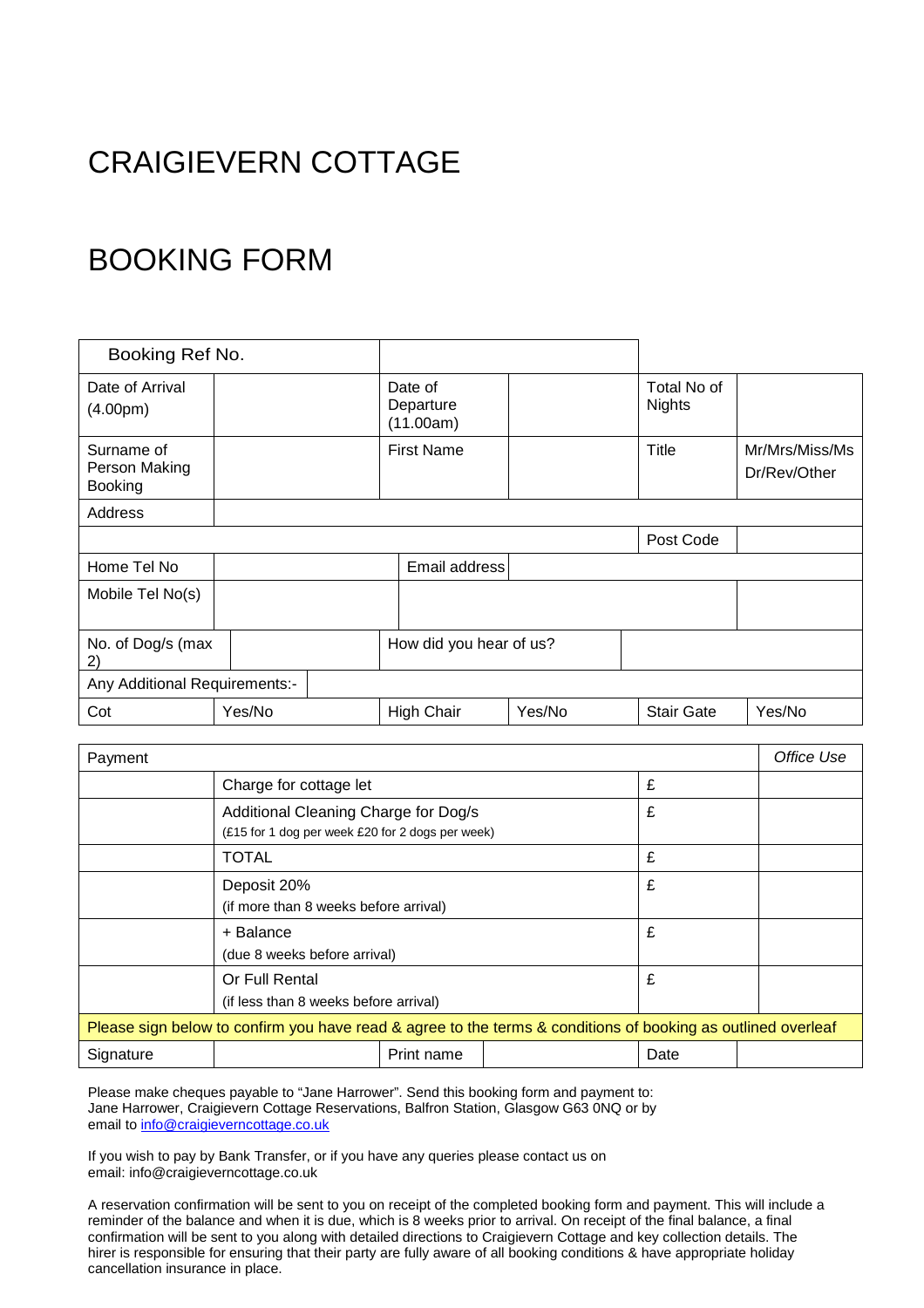# CRAIGIEVERN COTTAGE

# BOOKING FORM

| | | | | | |
|---|---|---|---|---|---|
| Booking Ref No. | | | | | |
| Date of Arrival (4.00pm) | | Date of Departure (11.00am) | | Total No of Nights | |
| Surname of Person Making Booking | | First Name | | Title | Mr/Mrs/Miss/Ms Dr/Rev/Other |
| Address | | | | | |
| | | | | Post Code | |
| Home Tel No | | Email address | | | |
| Mobile Tel No(s) | | | | | |
| No. of Dog/s (max 2) | | How did you hear of us? | | | |
| Any Additional Requirements:- | | | | | |
| Cot | Yes/No | High Chair | Yes/No | Stair Gate | Yes/No |

| Payment | | | *Office Use* |
|---|---|---|---|
| | Charge for cottage let | £ | |
| | Additional Cleaning Charge for Dog/s (£15 for 1 dog per week £20 for 2 dogs per week) | £ | |
| | TOTAL | £ | |
| | Deposit 20% (if more than 8 weeks before arrival) | £ | |
| | + Balance (due 8 weeks before arrival) | £ | |
| | Or Full Rental (if less than 8 weeks before arrival) | £ | |
| Please sign below to confirm you have read & agree to the terms & conditions of booking as outlined overleaf | | | |
| Signature | | Print name | Date |

Please make cheques payable to "Jane Harrower". Send this booking form and payment to: Jane Harrower, Craigievern Cottage Reservations, Balfron Station, Glasgow G63 0NQ or by email to info@craigieverncottage.co.uk

If you wish to pay by Bank Transfer, or if you have any queries please contact us on email: info@craigieverncottage.co.uk

A reservation confirmation will be sent to you on receipt of the completed booking form and payment. This will include a reminder of the balance and when it is due, which is 8 weeks prior to arrival. On receipt of the final balance, a final confirmation will be sent to you along with detailed directions to Craigievern Cottage and key collection details. The hirer is responsible for ensuring that their party are fully aware of all booking conditions & have appropriate holiday cancellation insurance in place.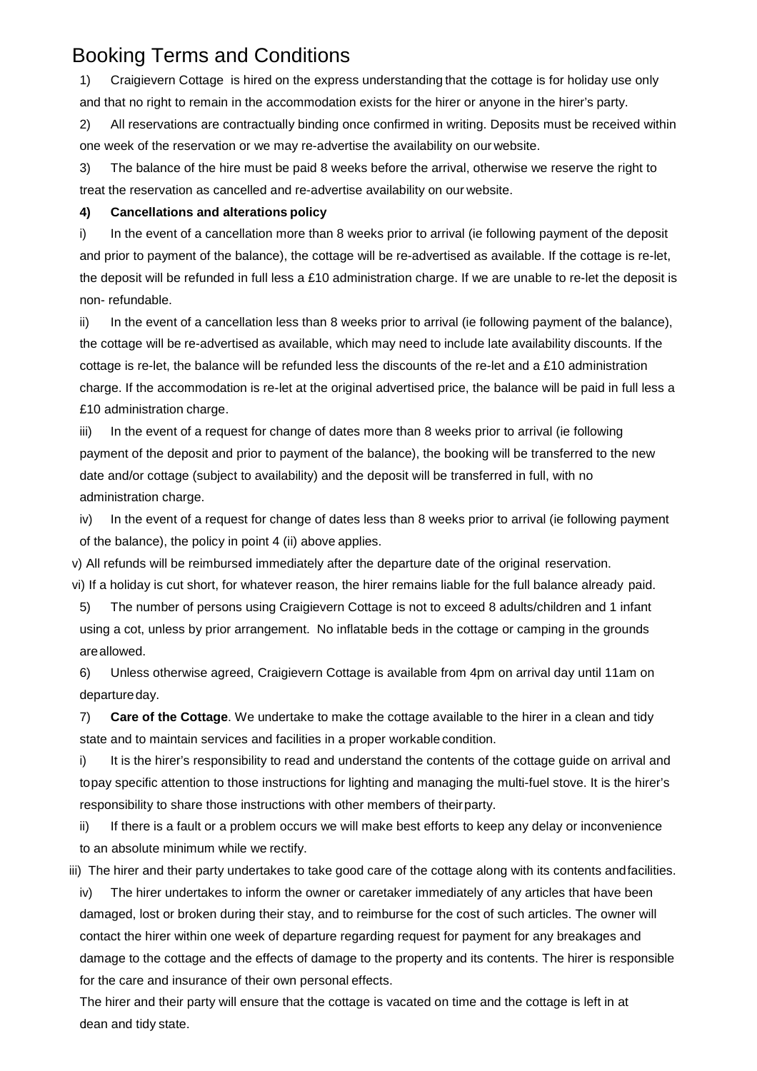# Booking Terms and Conditions

1) Craigievern Cottage is hired on the express understanding that the cottage is for holiday use only and that no right to remain in the accommodation exists for the hirer or anyone in the hirer's party.

2) All reservations are contractually binding once confirmed in writing. Deposits must be received within one week of the reservation or we may re-advertise the availability on our website.

3) The balance of the hire must be paid 8 weeks before the arrival, otherwise we reserve the right to treat the reservation as cancelled and re-advertise availability on our website.

**4) Cancellations and alterations policy**

i) In the event of a cancellation more than 8 weeks prior to arrival (ie following payment of the deposit and prior to payment of the balance), the cottage will be re-advertised as available. If the cottage is re-let, the deposit will be refunded in full less a £10 administration charge. If we are unable to re-let the deposit is non- refundable.

ii) In the event of a cancellation less than 8 weeks prior to arrival (ie following payment of the balance), the cottage will be re-advertised as available, which may need to include late availability discounts. If the cottage is re-let, the balance will be refunded less the discounts of the re-let and a £10 administration charge. If the accommodation is re-let at the original advertised price, the balance will be paid in full less a £10 administration charge.

iii) In the event of a request for change of dates more than 8 weeks prior to arrival (ie following payment of the deposit and prior to payment of the balance), the booking will be transferred to the new date and/or cottage (subject to availability) and the deposit will be transferred in full, with no administration charge.

iv) In the event of a request for change of dates less than 8 weeks prior to arrival (ie following payment of the balance), the policy in point 4 (ii) above applies.

v) All refunds will be reimbursed immediately after the departure date of the original reservation.

vi) If a holiday is cut short, for whatever reason, the hirer remains liable for the full balance already paid.

5) The number of persons using Craigievern Cottage is not to exceed 8 adults/children and 1 infant using a cot, unless by prior arrangement. No inflatable beds in the cottage or camping in the grounds are allowed.

6) Unless otherwise agreed, Craigievern Cottage is available from 4pm on arrival day until 11am on departure day.

7) **Care of the Cottage**. We undertake to make the cottage available to the hirer in a clean and tidy state and to maintain services and facilities in a proper workable condition.

i) It is the hirer's responsibility to read and understand the contents of the cottage guide on arrival and to pay specific attention to those instructions for lighting and managing the multi-fuel stove. It is the hirer's responsibility to share those instructions with other members of their party.

ii) If there is a fault or a problem occurs we will make best efforts to keep any delay or inconvenience to an absolute minimum while we rectify.

iii) The hirer and their party undertakes to take good care of the cottage along with its contents and facilities.

iv) The hirer undertakes to inform the owner or caretaker immediately of any articles that have been damaged, lost or broken during their stay, and to reimburse for the cost of such articles. The owner will contact the hirer within one week of departure regarding request for payment for any breakages and damage to the cottage and the effects of damage to the property and its contents. The hirer is responsible for the care and insurance of their own personal effects.

The hirer and their party will ensure that the cottage is vacated on time and the cottage is left in at dean and tidy state.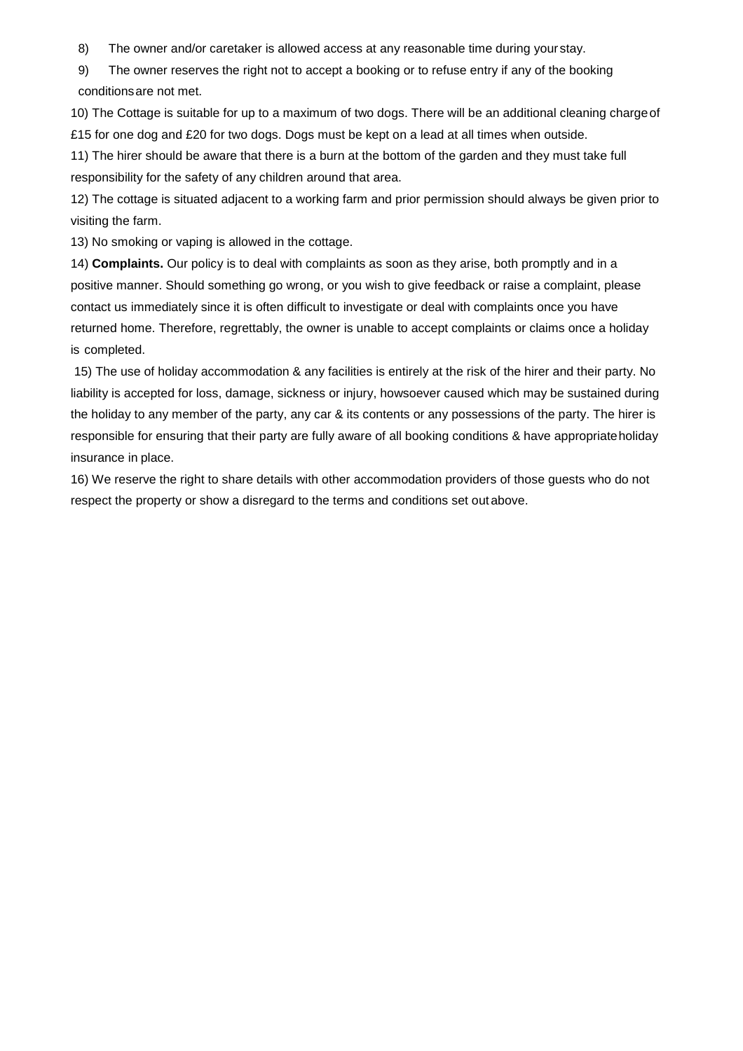8) The owner and/or caretaker is allowed access at any reasonable time during your stay.

9) The owner reserves the right not to accept a booking or to refuse entry if any of the booking conditions are not met.

10) The Cottage is suitable for up to a maximum of two dogs. There will be an additional cleaning charge of £15 for one dog and £20 for two dogs. Dogs must be kept on a lead at all times when outside.

11) The hirer should be aware that there is a burn at the bottom of the garden and they must take full responsibility for the safety of any children around that area.

12) The cottage is situated adjacent to a working farm and prior permission should always be given prior to visiting the farm.

13) No smoking or vaping is allowed in the cottage.

14) **Complaints.** Our policy is to deal with complaints as soon as they arise, both promptly and in a positive manner. Should something go wrong, or you wish to give feedback or raise a complaint, please contact us immediately since it is often difficult to investigate or deal with complaints once you have returned home. Therefore, regrettably, the owner is unable to accept complaints or claims once a holiday is completed.

15) The use of holiday accommodation & any facilities is entirely at the risk of the hirer and their party. No liability is accepted for loss, damage, sickness or injury, howsoever caused which may be sustained during the holiday to any member of the party, any car & its contents or any possessions of the party. The hirer is responsible for ensuring that their party are fully aware of all booking conditions & have appropriate holiday insurance in place.

16) We reserve the right to share details with other accommodation providers of those guests who do not respect the property or show a disregard to the terms and conditions set out above.